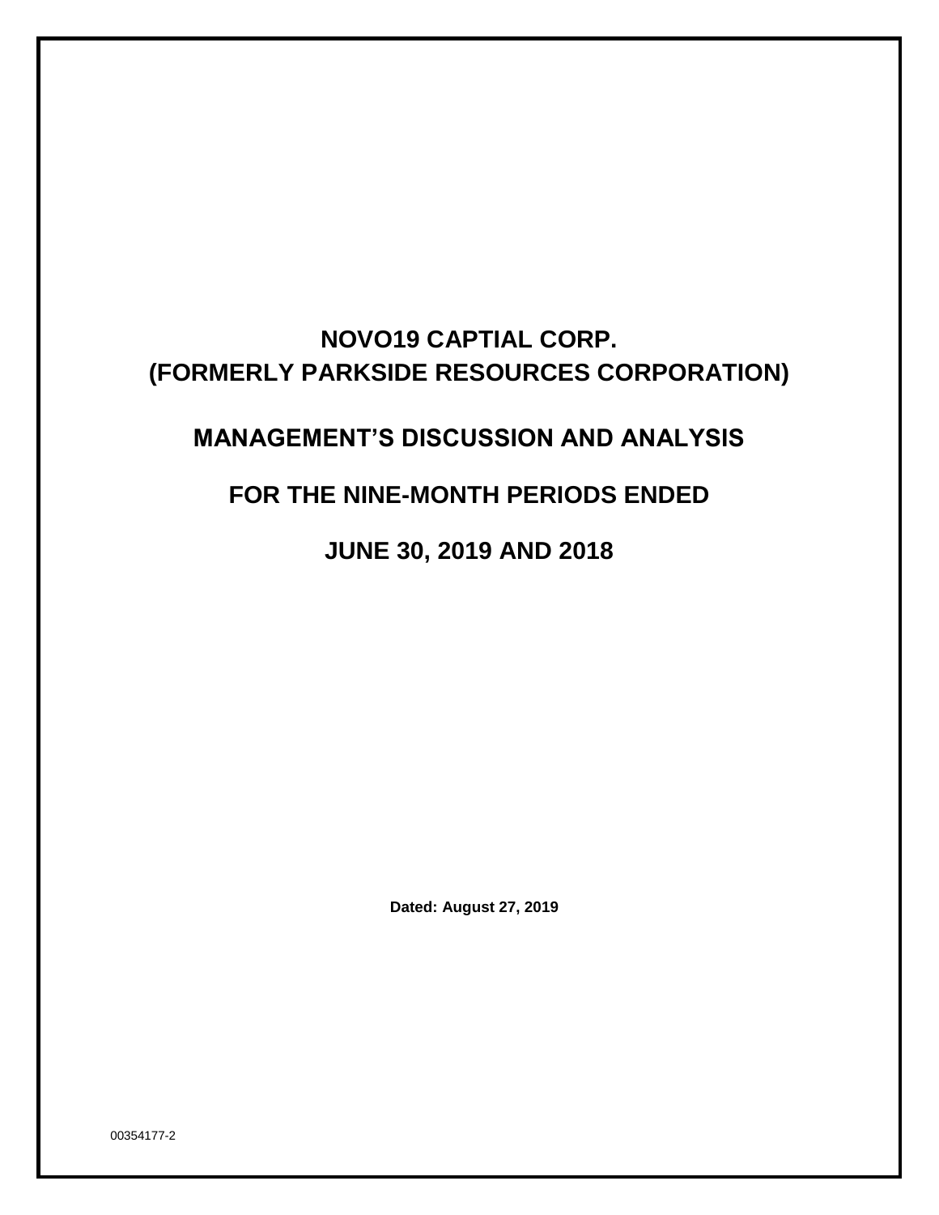# NOVO19 CAPTIAL CORP.
# (FORMERLY PARKSIDE RESOURCES CORPORATION)

## MANAGEMENT'S DISCUSSION AND ANALYSIS

## FOR THE NINE-MONTH PERIODS ENDED

## JUNE 30, 2019 AND 2018

**Dated: August 27, 2019**

00354177-2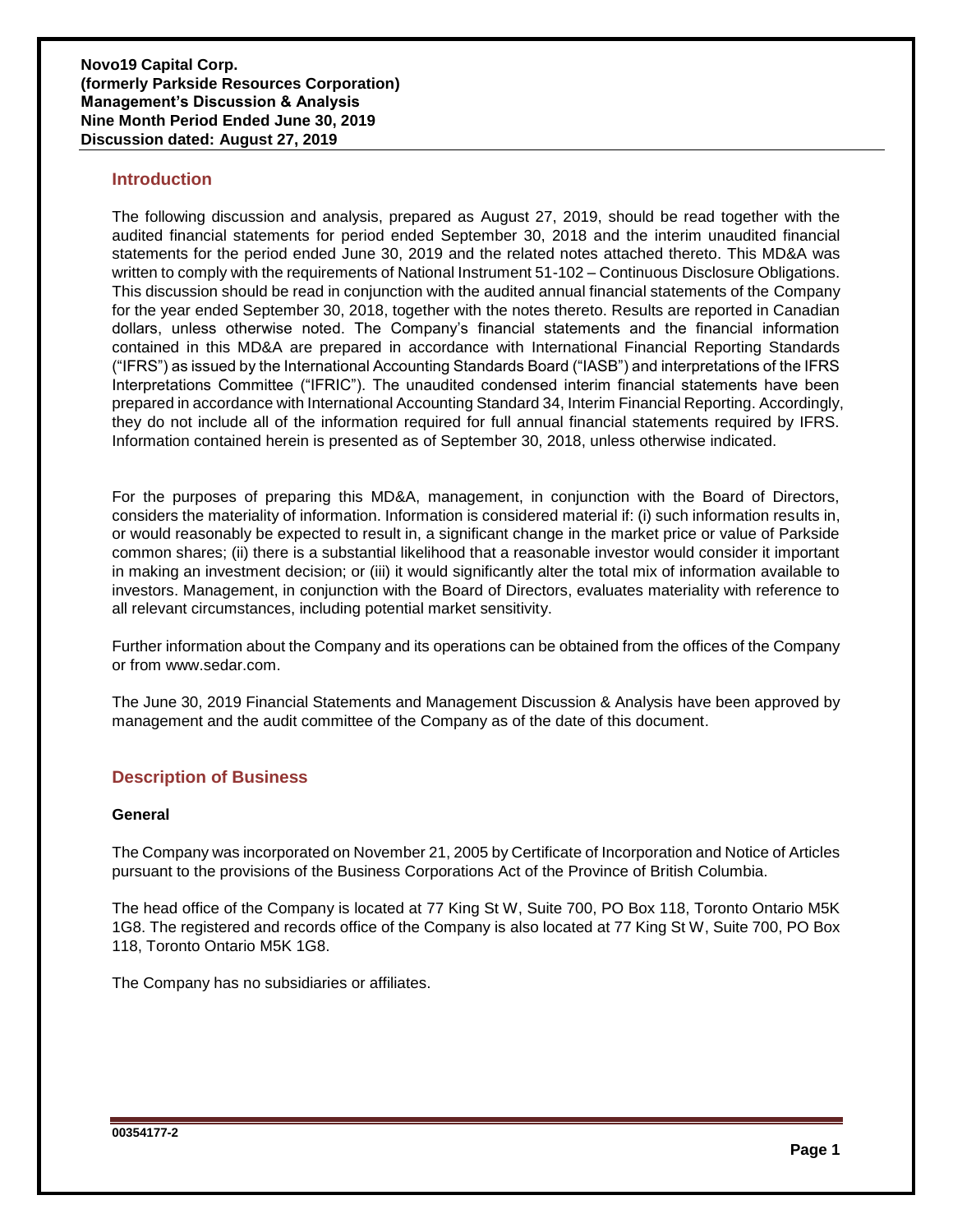**Novo19 Capital Corp.**
**(formerly Parkside Resources Corporation)**
**Management's Discussion & Analysis**
**Nine Month Period Ended June 30, 2019**
**Discussion dated: August 27, 2019**

## Introduction

The following discussion and analysis, prepared as August 27, 2019, should be read together with the audited financial statements for period ended September 30, 2018 and the interim unaudited financial statements for the period ended June 30, 2019 and the related notes attached thereto. This MD&A was written to comply with the requirements of National Instrument 51-102 – Continuous Disclosure Obligations. This discussion should be read in conjunction with the audited annual financial statements of the Company for the year ended September 30, 2018, together with the notes thereto. Results are reported in Canadian dollars, unless otherwise noted. The Company's financial statements and the financial information contained in this MD&A are prepared in accordance with International Financial Reporting Standards ("IFRS") as issued by the International Accounting Standards Board ("IASB") and interpretations of the IFRS Interpretations Committee ("IFRIC"). The unaudited condensed interim financial statements have been prepared in accordance with International Accounting Standard 34, Interim Financial Reporting. Accordingly, they do not include all of the information required for full annual financial statements required by IFRS. Information contained herein is presented as of September 30, 2018, unless otherwise indicated.

For the purposes of preparing this MD&A, management, in conjunction with the Board of Directors, considers the materiality of information. Information is considered material if: (i) such information results in, or would reasonably be expected to result in, a significant change in the market price or value of Parkside common shares; (ii) there is a substantial likelihood that a reasonable investor would consider it important in making an investment decision; or (iii) it would significantly alter the total mix of information available to investors. Management, in conjunction with the Board of Directors, evaluates materiality with reference to all relevant circumstances, including potential market sensitivity.

Further information about the Company and its operations can be obtained from the offices of the Company or from www.sedar.com.

The June 30, 2019 Financial Statements and Management Discussion & Analysis have been approved by management and the audit committee of the Company as of the date of this document.

## Description of Business

### General

The Company was incorporated on November 21, 2005 by Certificate of Incorporation and Notice of Articles pursuant to the provisions of the Business Corporations Act of the Province of British Columbia.

The head office of the Company is located at 77 King St W, Suite 700, PO Box 118, Toronto Ontario M5K 1G8. The registered and records office of the Company is also located at 77 King St W, Suite 700, PO Box 118, Toronto Ontario M5K 1G8.

The Company has no subsidiaries or affiliates.

00354177-2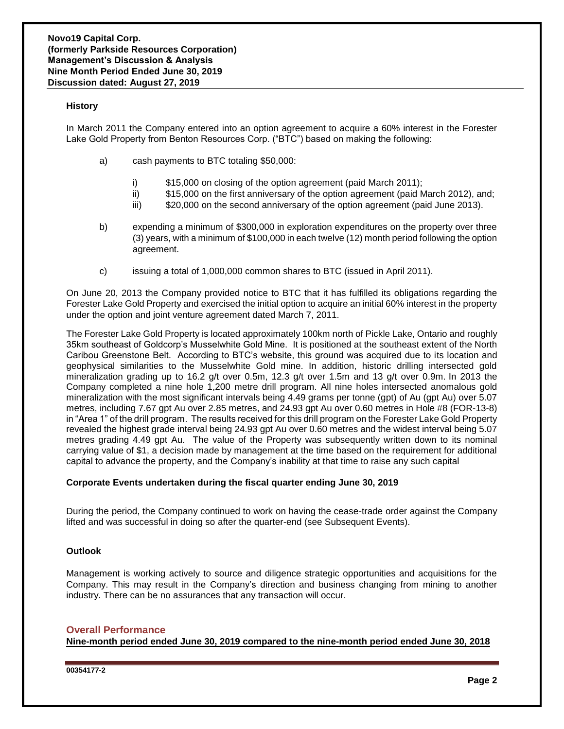### History

In March 2011 the Company entered into an option agreement to acquire a 60% interest in the Forester Lake Gold Property from Benton Resources Corp. ("BTC") based on making the following:

a) cash payments to BTC totaling $50,000:

   i) $15,000 on closing of the option agreement (paid March 2011);
   ii) $15,000 on the first anniversary of the option agreement (paid March 2012), and;
   iii) $20,000 on the second anniversary of the option agreement (paid June 2013).

b) expending a minimum of $300,000 in exploration expenditures on the property over three (3) years, with a minimum of $100,000 in each twelve (12) month period following the option agreement.

c) issuing a total of 1,000,000 common shares to BTC (issued in April 2011).

On June 20, 2013 the Company provided notice to BTC that it has fulfilled its obligations regarding the Forester Lake Gold Property and exercised the initial option to acquire an initial 60% interest in the property under the option and joint venture agreement dated March 7, 2011.

The Forester Lake Gold Property is located approximately 100km north of Pickle Lake, Ontario and roughly 35km southeast of Goldcorp's Musselwhite Gold Mine. It is positioned at the southeast extent of the North Caribou Greenstone Belt. According to BTC's website, this ground was acquired due to its location and geophysical similarities to the Musselwhite Gold mine. In addition, historic drilling intersected gold mineralization grading up to 16.2 g/t over 0.5m, 12.3 g/t over 1.5m and 13 g/t over 0.9m. In 2013 the Company completed a nine hole 1,200 metre drill program. All nine holes intersected anomalous gold mineralization with the most significant intervals being 4.49 grams per tonne (gpt) of Au (gpt Au) over 5.07 metres, including 7.67 gpt Au over 2.85 metres, and 24.93 gpt Au over 0.60 metres in Hole #8 (FOR-13-8) in "Area 1" of the drill program. The results received for this drill program on the Forester Lake Gold Property revealed the highest grade interval being 24.93 gpt Au over 0.60 metres and the widest interval being 5.07 metres grading 4.49 gpt Au. The value of the Property was subsequently written down to its nominal carrying value of $1, a decision made by management at the time based on the requirement for additional capital to advance the property, and the Company's inability at that time to raise any such capital

### Corporate Events undertaken during the fiscal quarter ending June 30, 2019

During the period, the Company continued to work on having the cease-trade order against the Company lifted and was successful in doing so after the quarter-end (see Subsequent Events).

### Outlook

Management is working actively to source and diligence strategic opportunities and acquisitions for the Company. This may result in the Company's direction and business changing from mining to another industry. There can be no assurances that any transaction will occur.

## Overall Performance

**Nine-month period ended June 30, 2019 compared to the nine-month period ended June 30, 2018**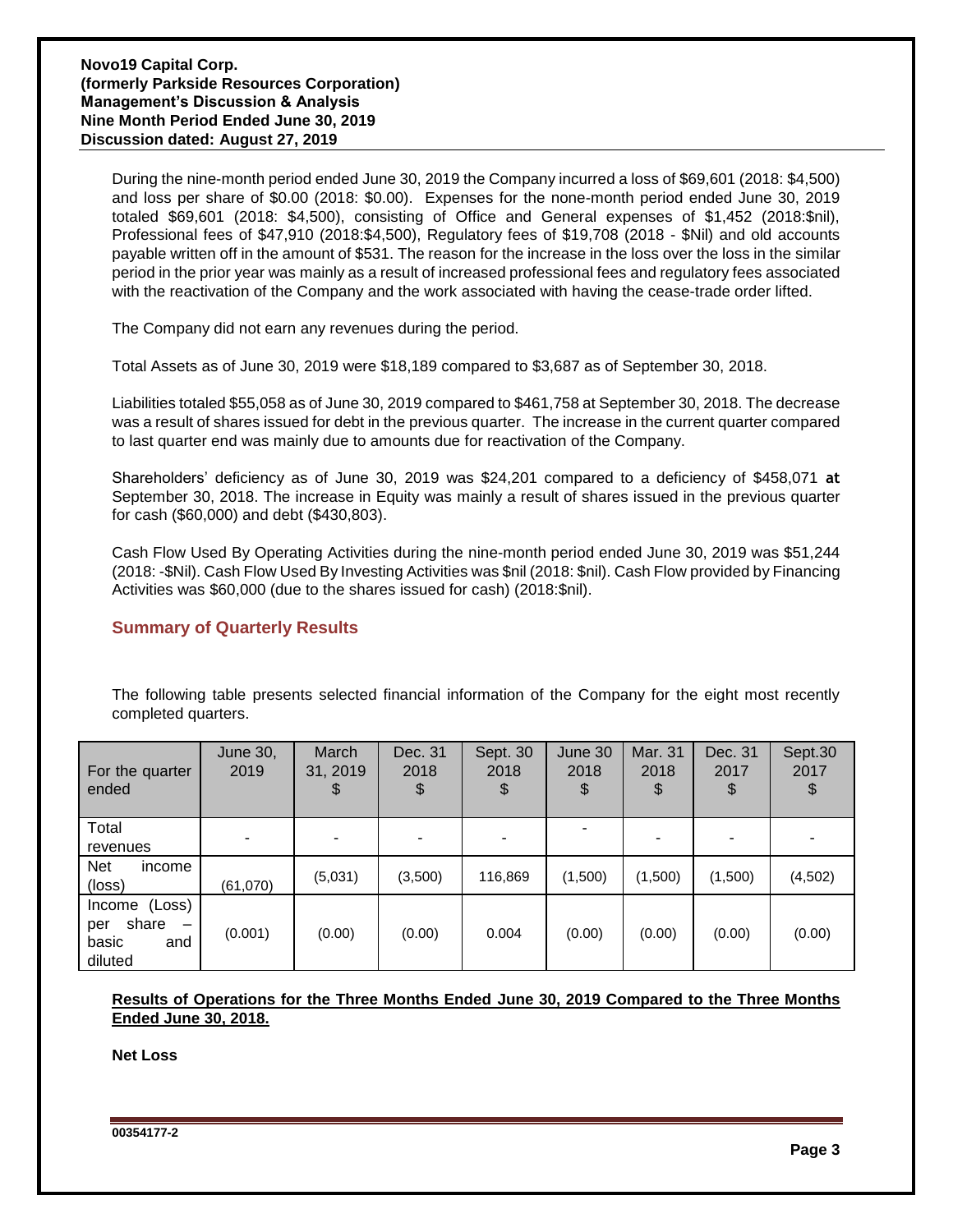During the nine-month period ended June 30, 2019 the Company incurred a loss of $69,601 (2018: $4,500) and loss per share of $0.00 (2018: $0.00). Expenses for the none-month period ended June 30, 2019 totaled $69,601 (2018: $4,500), consisting of Office and General expenses of $1,452 (2018:$nil), Professional fees of $47,910 (2018:$4,500), Regulatory fees of $19,708 (2018 - $Nil) and old accounts payable written off in the amount of $531. The reason for the increase in the loss over the loss in the similar period in the prior year was mainly as a result of increased professional fees and regulatory fees associated with the reactivation of the Company and the work associated with having the cease-trade order lifted.

The Company did not earn any revenues during the period.

Total Assets as of June 30, 2019 were $18,189 compared to $3,687 as of September 30, 2018.

Liabilities totaled $55,058 as of June 30, 2019 compared to $461,758 at September 30, 2018. The decrease was a result of shares issued for debt in the previous quarter. The increase in the current quarter compared to last quarter end was mainly due to amounts due for reactivation of the Company.

Shareholders' deficiency as of June 30, 2019 was $24,201 compared to a deficiency of $458,071 **at** September 30, 2018. The increase in Equity was mainly a result of shares issued in the previous quarter for cash ($60,000) and debt ($430,803).

Cash Flow Used By Operating Activities during the nine-month period ended June 30, 2019 was $51,244 (2018: -$Nil). Cash Flow Used By Investing Activities was $nil (2018: $nil). Cash Flow provided by Financing Activities was $60,000 (due to the shares issued for cash) (2018:$nil).

## Summary of Quarterly Results

The following table presents selected financial information of the Company for the eight most recently completed quarters.

| For the quarter ended | June 30, 2019 | March 31, 2019 $ | Dec. 31 2018 $ | Sept. 30 2018 $ | June 30 2018 $ | Mar. 31 2018 $ | Dec. 31 2017 $ | Sept.30 2017 $ |
|---|---|---|---|---|---|---|---|---|
| Total revenues | - | - | - | - | - | - | - | - |
| Net income (loss) | (61,070) | (5,031) | (3,500) | 116,869 | (1,500) | (1,500) | (1,500) | (4,502) |
| Income (Loss) per share – basic and diluted | (0.001) | (0.00) | (0.00) | 0.004 | (0.00) | (0.00) | (0.00) | (0.00) |

**Results of Operations for the Three Months Ended June 30, 2019 Compared to the Three Months Ended June 30, 2018.**

**Net Loss**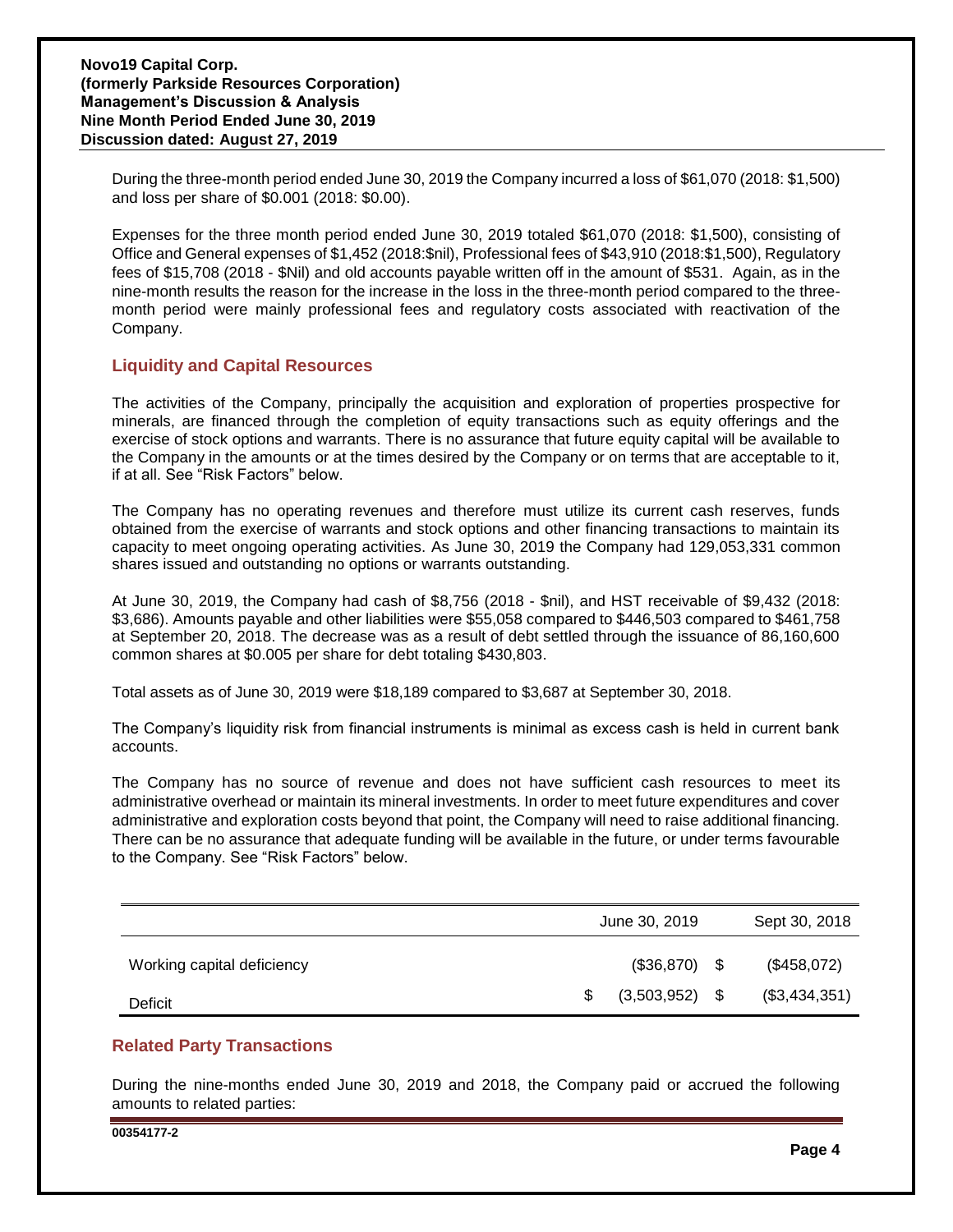During the three-month period ended June 30, 2019 the Company incurred a loss of $61,070 (2018: $1,500) and loss per share of $0.001 (2018: $0.00).

Expenses for the three month period ended June 30, 2019 totaled $61,070 (2018: $1,500), consisting of Office and General expenses of $1,452 (2018:$nil), Professional fees of $43,910 (2018:$1,500), Regulatory fees of $15,708 (2018 - $Nil) and old accounts payable written off in the amount of $531. Again, as in the nine-month results the reason for the increase in the loss in the three-month period compared to the three-month period were mainly professional fees and regulatory costs associated with reactivation of the Company.

## Liquidity and Capital Resources

The activities of the Company, principally the acquisition and exploration of properties prospective for minerals, are financed through the completion of equity transactions such as equity offerings and the exercise of stock options and warrants. There is no assurance that future equity capital will be available to the Company in the amounts or at the times desired by the Company or on terms that are acceptable to it, if at all. See "Risk Factors" below.

The Company has no operating revenues and therefore must utilize its current cash reserves, funds obtained from the exercise of warrants and stock options and other financing transactions to maintain its capacity to meet ongoing operating activities. As June 30, 2019 the Company had 129,053,331 common shares issued and outstanding no options or warrants outstanding.

At June 30, 2019, the Company had cash of $8,756 (2018 - $nil), and HST receivable of $9,432 (2018: $3,686). Amounts payable and other liabilities were $55,058 compared to $446,503 compared to $461,758 at September 20, 2018. The decrease was as a result of debt settled through the issuance of 86,160,600 common shares at $0.005 per share for debt totaling $430,803.

Total assets as of June 30, 2019 were $18,189 compared to $3,687 at September 30, 2018.

The Company's liquidity risk from financial instruments is minimal as excess cash is held in current bank accounts.

The Company has no source of revenue and does not have sufficient cash resources to meet its administrative overhead or maintain its mineral investments. In order to meet future expenditures and cover administrative and exploration costs beyond that point, the Company will need to raise additional financing. There can be no assurance that adequate funding will be available in the future, or under terms favourable to the Company. See "Risk Factors" below.

| | June 30, 2019 | Sept 30, 2018 |
|---|---|---|
| Working capital deficiency | ($36,870) | $ ($458,072) |
| Deficit | $ (3,503,952) | $ ($3,434,351) |

## Related Party Transactions

During the nine-months ended June 30, 2019 and 2018, the Company paid or accrued the following amounts to related parties: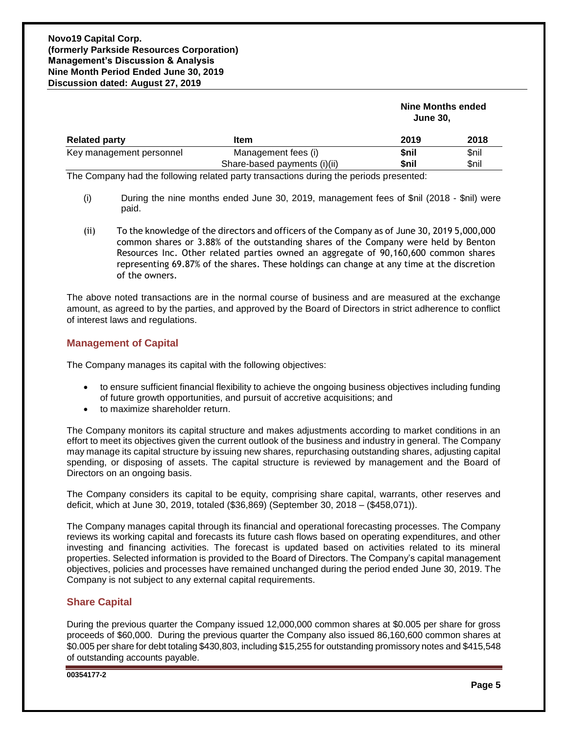| Related party | Item | Nine Months ended June 30, 2019 | 2018 |
|---|---|---|---|
| Key management personnel | Management fees (i) | **$nil** | $nil |
| | Share-based payments (i)(ii) | **$nil** | $nil |

The Company had the following related party transactions during the periods presented:

(i) During the nine months ended June 30, 2019, management fees of $nil (2018 - $nil) were paid.

(ii) To the knowledge of the directors and officers of the Company as of June 30, 2019 5,000,000 common shares or 3.88% of the outstanding shares of the Company were held by Benton Resources Inc. Other related parties owned an aggregate of 90,160,600 common shares representing 69.87% of the shares. These holdings can change at any time at the discretion of the owners.

The above noted transactions are in the normal course of business and are measured at the exchange amount, as agreed to by the parties, and approved by the Board of Directors in strict adherence to conflict of interest laws and regulations.

## Management of Capital

The Company manages its capital with the following objectives:

- to ensure sufficient financial flexibility to achieve the ongoing business objectives including funding of future growth opportunities, and pursuit of accretive acquisitions; and
- to maximize shareholder return.

The Company monitors its capital structure and makes adjustments according to market conditions in an effort to meet its objectives given the current outlook of the business and industry in general. The Company may manage its capital structure by issuing new shares, repurchasing outstanding shares, adjusting capital spending, or disposing of assets. The capital structure is reviewed by management and the Board of Directors on an ongoing basis.

The Company considers its capital to be equity, comprising share capital, warrants, other reserves and deficit, which at June 30, 2019, totaled ($36,869) (September 30, 2018 – ($458,071)).

The Company manages capital through its financial and operational forecasting processes. The Company reviews its working capital and forecasts its future cash flows based on operating expenditures, and other investing and financing activities. The forecast is updated based on activities related to its mineral properties. Selected information is provided to the Board of Directors. The Company's capital management objectives, policies and processes have remained unchanged during the period ended June 30, 2019. The Company is not subject to any external capital requirements.

## Share Capital

During the previous quarter the Company issued 12,000,000 common shares at $0.005 per share for gross proceeds of $60,000. During the previous quarter the Company also issued 86,160,600 common shares at $0.005 per share for debt totaling $430,803, including $15,255 for outstanding promissory notes and $415,548 of outstanding accounts payable.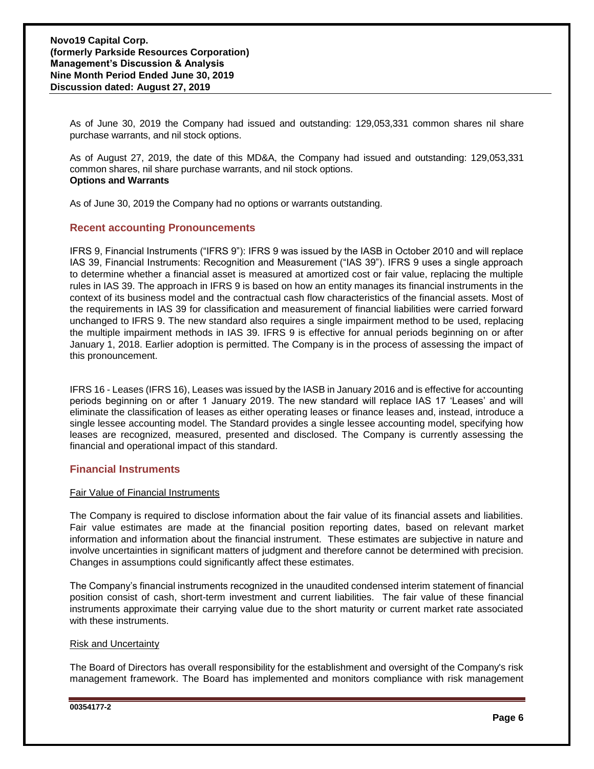As of June 30, 2019 the Company had issued and outstanding: 129,053,331 common shares nil share purchase warrants, and nil stock options.

As of August 27, 2019, the date of this MD&A, the Company had issued and outstanding: 129,053,331 common shares, nil share purchase warrants, and nil stock options.

**Options and Warrants**

As of June 30, 2019 the Company had no options or warrants outstanding.

## Recent accounting Pronouncements

IFRS 9, Financial Instruments ("IFRS 9"): IFRS 9 was issued by the IASB in October 2010 and will replace IAS 39, Financial Instruments: Recognition and Measurement ("IAS 39"). IFRS 9 uses a single approach to determine whether a financial asset is measured at amortized cost or fair value, replacing the multiple rules in IAS 39. The approach in IFRS 9 is based on how an entity manages its financial instruments in the context of its business model and the contractual cash flow characteristics of the financial assets. Most of the requirements in IAS 39 for classification and measurement of financial liabilities were carried forward unchanged to IFRS 9. The new standard also requires a single impairment method to be used, replacing the multiple impairment methods in IAS 39. IFRS 9 is effective for annual periods beginning on or after January 1, 2018. Earlier adoption is permitted. The Company is in the process of assessing the impact of this pronouncement.

IFRS 16 - Leases (IFRS 16), Leases was issued by the IASB in January 2016 and is effective for accounting periods beginning on or after 1 January 2019. The new standard will replace IAS 17 'Leases' and will eliminate the classification of leases as either operating leases or finance leases and, instead, introduce a single lessee accounting model. The Standard provides a single lessee accounting model, specifying how leases are recognized, measured, presented and disclosed. The Company is currently assessing the financial and operational impact of this standard.

## Financial Instruments

Fair Value of Financial Instruments

The Company is required to disclose information about the fair value of its financial assets and liabilities. Fair value estimates are made at the financial position reporting dates, based on relevant market information and information about the financial instrument. These estimates are subjective in nature and involve uncertainties in significant matters of judgment and therefore cannot be determined with precision. Changes in assumptions could significantly affect these estimates.

The Company's financial instruments recognized in the unaudited condensed interim statement of financial position consist of cash, short-term investment and current liabilities. The fair value of these financial instruments approximate their carrying value due to the short maturity or current market rate associated with these instruments.

Risk and Uncertainty

The Board of Directors has overall responsibility for the establishment and oversight of the Company's risk management framework. The Board has implemented and monitors compliance with risk management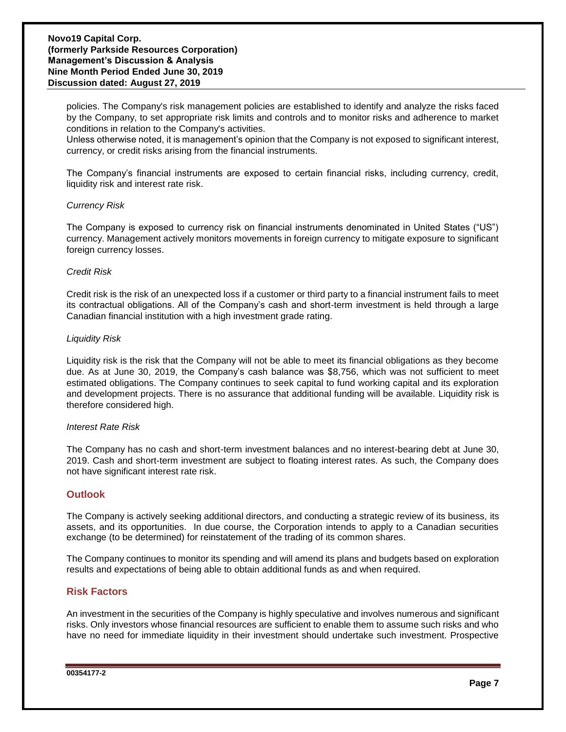policies. The Company's risk management policies are established to identify and analyze the risks faced by the Company, to set appropriate risk limits and controls and to monitor risks and adherence to market conditions in relation to the Company's activities.
Unless otherwise noted, it is management's opinion that the Company is not exposed to significant interest, currency, or credit risks arising from the financial instruments.

The Company's financial instruments are exposed to certain financial risks, including currency, credit, liquidity risk and interest rate risk.

*Currency Risk*

The Company is exposed to currency risk on financial instruments denominated in United States ("US") currency. Management actively monitors movements in foreign currency to mitigate exposure to significant foreign currency losses.

*Credit Risk*

Credit risk is the risk of an unexpected loss if a customer or third party to a financial instrument fails to meet its contractual obligations. All of the Company's cash and short-term investment is held through a large Canadian financial institution with a high investment grade rating.

*Liquidity Risk*

Liquidity risk is the risk that the Company will not be able to meet its financial obligations as they become due. As at June 30, 2019, the Company's cash balance was $8,756, which was not sufficient to meet estimated obligations. The Company continues to seek capital to fund working capital and its exploration and development projects. There is no assurance that additional funding will be available. Liquidity risk is therefore considered high.

*Interest Rate Risk*

The Company has no cash and short-term investment balances and no interest-bearing debt at June 30, 2019. Cash and short-term investment are subject to floating interest rates. As such, the Company does not have significant interest rate risk.

## Outlook

The Company is actively seeking additional directors, and conducting a strategic review of its business, its assets, and its opportunities. In due course, the Corporation intends to apply to a Canadian securities exchange (to be determined) for reinstatement of the trading of its common shares.

The Company continues to monitor its spending and will amend its plans and budgets based on exploration results and expectations of being able to obtain additional funds as and when required.

## Risk Factors

An investment in the securities of the Company is highly speculative and involves numerous and significant risks. Only investors whose financial resources are sufficient to enable them to assume such risks and who have no need for immediate liquidity in their investment should undertake such investment. Prospective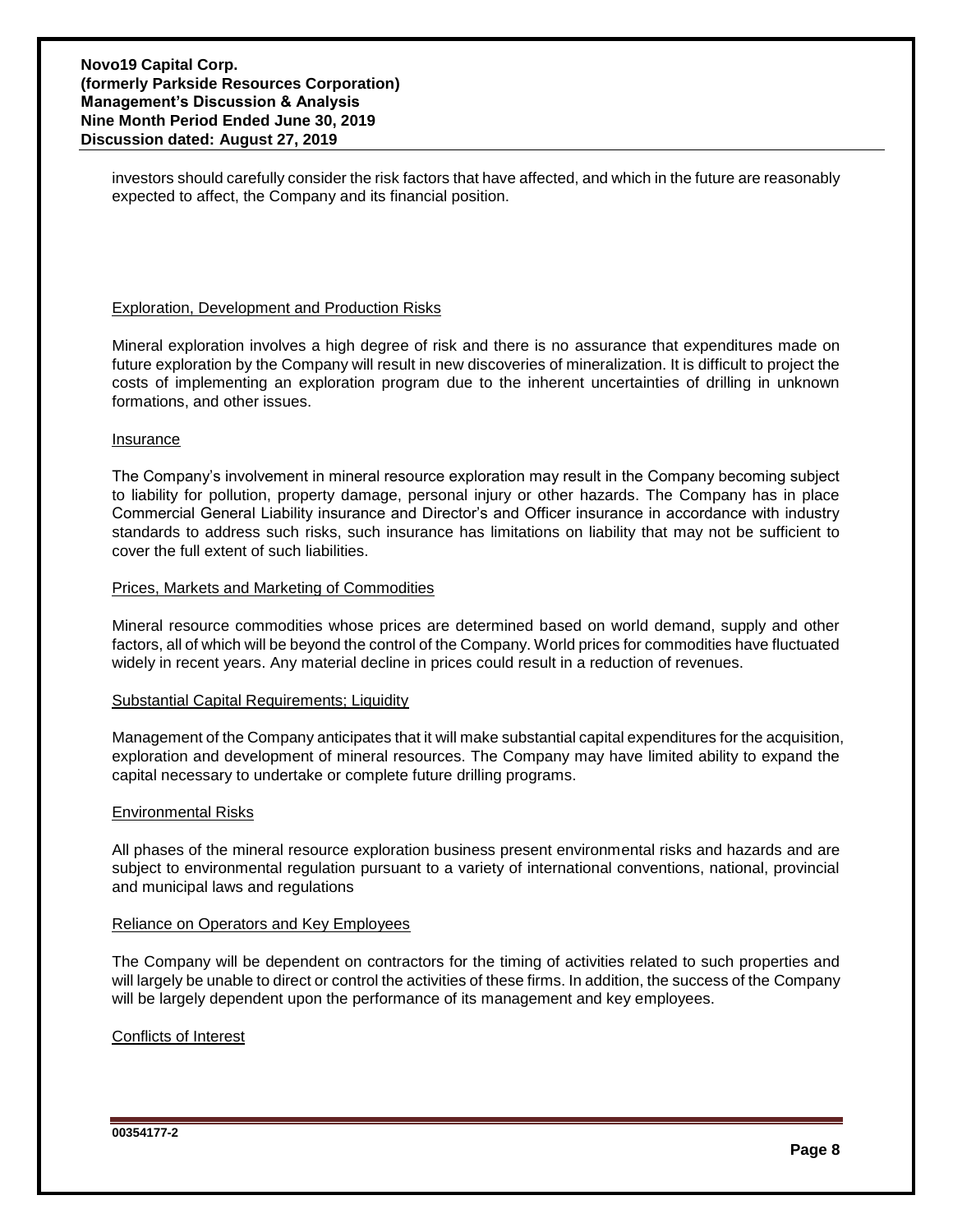investors should carefully consider the risk factors that have affected, and which in the future are reasonably expected to affect, the Company and its financial position.

Exploration, Development and Production Risks

Mineral exploration involves a high degree of risk and there is no assurance that expenditures made on future exploration by the Company will result in new discoveries of mineralization. It is difficult to project the costs of implementing an exploration program due to the inherent uncertainties of drilling in unknown formations, and other issues.

Insurance

The Company's involvement in mineral resource exploration may result in the Company becoming subject to liability for pollution, property damage, personal injury or other hazards. The Company has in place Commercial General Liability insurance and Director's and Officer insurance in accordance with industry standards to address such risks, such insurance has limitations on liability that may not be sufficient to cover the full extent of such liabilities.

Prices, Markets and Marketing of Commodities

Mineral resource commodities whose prices are determined based on world demand, supply and other factors, all of which will be beyond the control of the Company. World prices for commodities have fluctuated widely in recent years. Any material decline in prices could result in a reduction of revenues.

Substantial Capital Requirements; Liquidity

Management of the Company anticipates that it will make substantial capital expenditures for the acquisition, exploration and development of mineral resources. The Company may have limited ability to expand the capital necessary to undertake or complete future drilling programs.

Environmental Risks

All phases of the mineral resource exploration business present environmental risks and hazards and are subject to environmental regulation pursuant to a variety of international conventions, national, provincial and municipal laws and regulations

Reliance on Operators and Key Employees

The Company will be dependent on contractors for the timing of activities related to such properties and will largely be unable to direct or control the activities of these firms. In addition, the success of the Company will be largely dependent upon the performance of its management and key employees.

Conflicts of Interest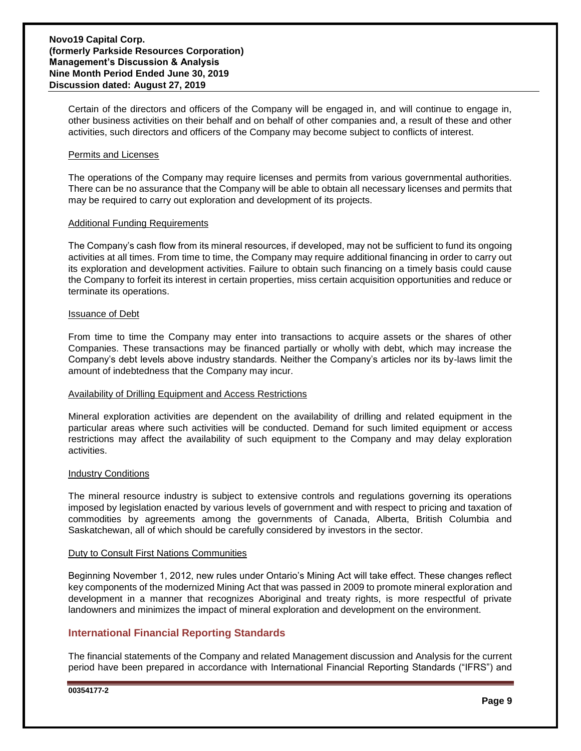Certain of the directors and officers of the Company will be engaged in, and will continue to engage in, other business activities on their behalf and on behalf of other companies and, a result of these and other activities, such directors and officers of the Company may become subject to conflicts of interest.

Permits and Licenses

The operations of the Company may require licenses and permits from various governmental authorities. There can be no assurance that the Company will be able to obtain all necessary licenses and permits that may be required to carry out exploration and development of its projects.

Additional Funding Requirements

The Company's cash flow from its mineral resources, if developed, may not be sufficient to fund its ongoing activities at all times. From time to time, the Company may require additional financing in order to carry out its exploration and development activities. Failure to obtain such financing on a timely basis could cause the Company to forfeit its interest in certain properties, miss certain acquisition opportunities and reduce or terminate its operations.

Issuance of Debt

From time to time the Company may enter into transactions to acquire assets or the shares of other Companies. These transactions may be financed partially or wholly with debt, which may increase the Company's debt levels above industry standards. Neither the Company's articles nor its by-laws limit the amount of indebtedness that the Company may incur.

Availability of Drilling Equipment and Access Restrictions

Mineral exploration activities are dependent on the availability of drilling and related equipment in the particular areas where such activities will be conducted. Demand for such limited equipment or access restrictions may affect the availability of such equipment to the Company and may delay exploration activities.

Industry Conditions

The mineral resource industry is subject to extensive controls and regulations governing its operations imposed by legislation enacted by various levels of government and with respect to pricing and taxation of commodities by agreements among the governments of Canada, Alberta, British Columbia and Saskatchewan, all of which should be carefully considered by investors in the sector.

Duty to Consult First Nations Communities

Beginning November 1, 2012, new rules under Ontario's Mining Act will take effect. These changes reflect key components of the modernized Mining Act that was passed in 2009 to promote mineral exploration and development in a manner that recognizes Aboriginal and treaty rights, is more respectful of private landowners and minimizes the impact of mineral exploration and development on the environment.

## International Financial Reporting Standards

The financial statements of the Company and related Management discussion and Analysis for the current period have been prepared in accordance with International Financial Reporting Standards ("IFRS") and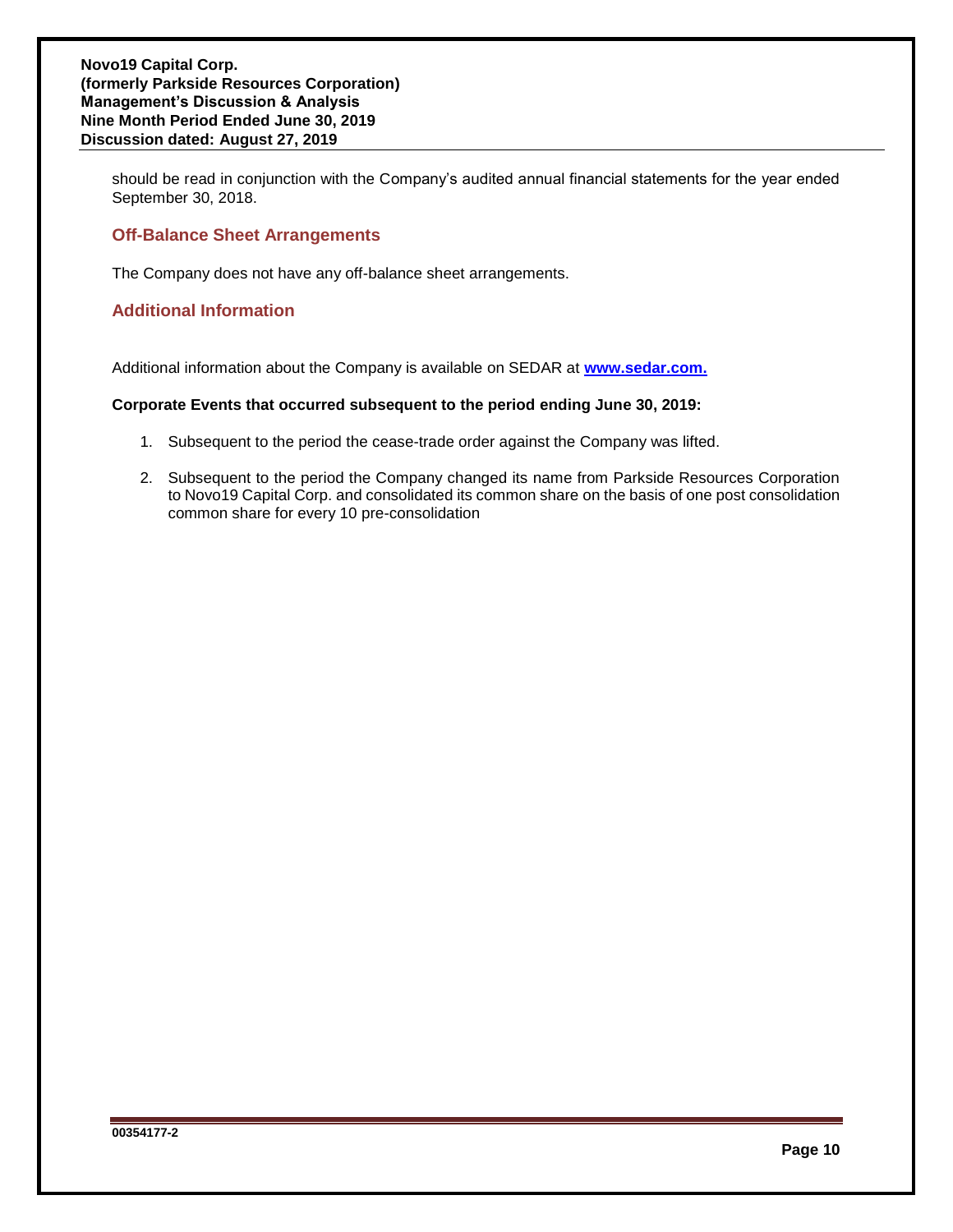should be read in conjunction with the Company's audited annual financial statements for the year ended September 30, 2018.

## Off-Balance Sheet Arrangements

The Company does not have any off-balance sheet arrangements.

## Additional Information

Additional information about the Company is available on SEDAR at **www.sedar.com.**

**Corporate Events that occurred subsequent to the period ending June 30, 2019:**

1. Subsequent to the period the cease-trade order against the Company was lifted.
2. Subsequent to the period the Company changed its name from Parkside Resources Corporation to Novo19 Capital Corp. and consolidated its common share on the basis of one post consolidation common share for every 10 pre-consolidation

00354177-2